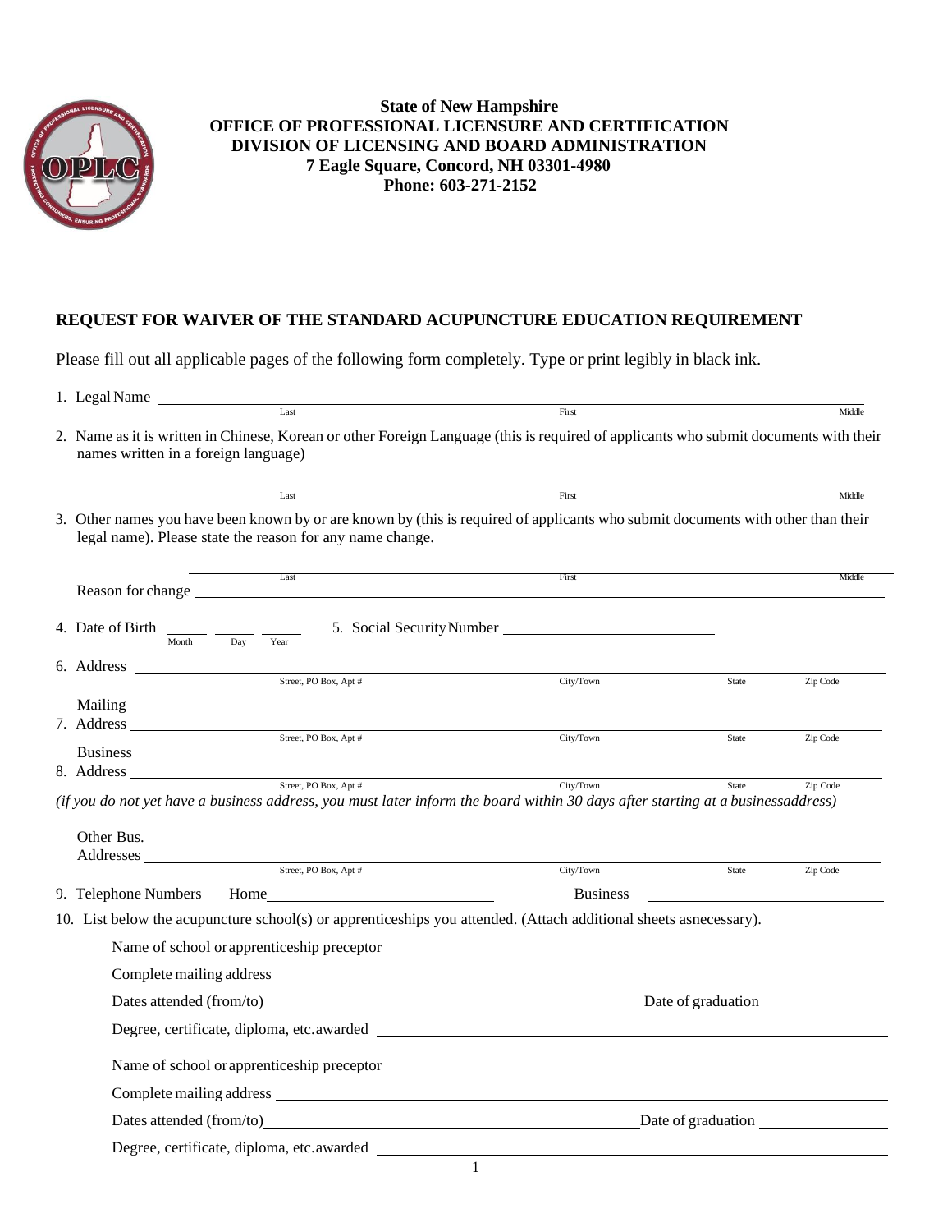**State of New Hampshire**
**OFFICE OF PROFESSIONAL LICENSURE AND CERTIFICATION**
**DIVISION OF LICENSING AND BOARD ADMINISTRATION**
**7 Eagle Square, Concord, NH 03301-4980**
**Phone: 603-271-2152**

## REQUEST FOR WAIVER OF THE STANDARD ACUPUNCTURE EDUCATION REQUIREMENT

Please fill out all applicable pages of the following form completely. Type or print legibly in black ink.

1. Legal Name ______________________________________________
   Last First Middle

2. Name as it is written in Chinese, Korean or other Foreign Language (this is required of applicants who submit documents with their names written in a foreign language)

   ______________________________________________
   Last First Middle

3. Other names you have been known by or are known by (this is required of applicants who submit documents with other than their legal name). Please state the reason for any name change.

   ______________________________________________
   Last First Middle

   Reason for change ______________________________________________

4. Date of Birth _____ _____ _____
   Month Day Year

5. Social Security Number ______________________

6. Address ______________________________________________
   Street, PO Box, Apt # City/Town State Zip Code

7. Mailing Address ______________________________________________
   Street, PO Box, Apt # City/Town State Zip Code

8. Business Address ______________________________________________
   Street, PO Box, Apt # City/Town State Zip Code

*(if you do not yet have a business address, you must later inform the board within 30 days after starting at a businessaddress)*

Other Bus. Addresses ______________________________________________
Street, PO Box, Apt # City/Town State Zip Code

9. Telephone Numbers Home ______________________ Business ______________________

10. List below the acupuncture school(s) or apprenticeships you attended. (Attach additional sheets asnecessary).

    Name of school or apprenticeship preceptor ______________________________________________

    Complete mailing address ______________________________________________

    Dates attended (from/to) ______________________ Date of graduation ______________

    Degree, certificate, diploma, etc. awarded ______________________________________________

    Name of school or apprenticeship preceptor ______________________________________________

    Complete mailing address ______________________________________________

    Dates attended (from/to) ______________________ Date of graduation ______________

    Degree, certificate, diploma, etc. awarded ______________________________________________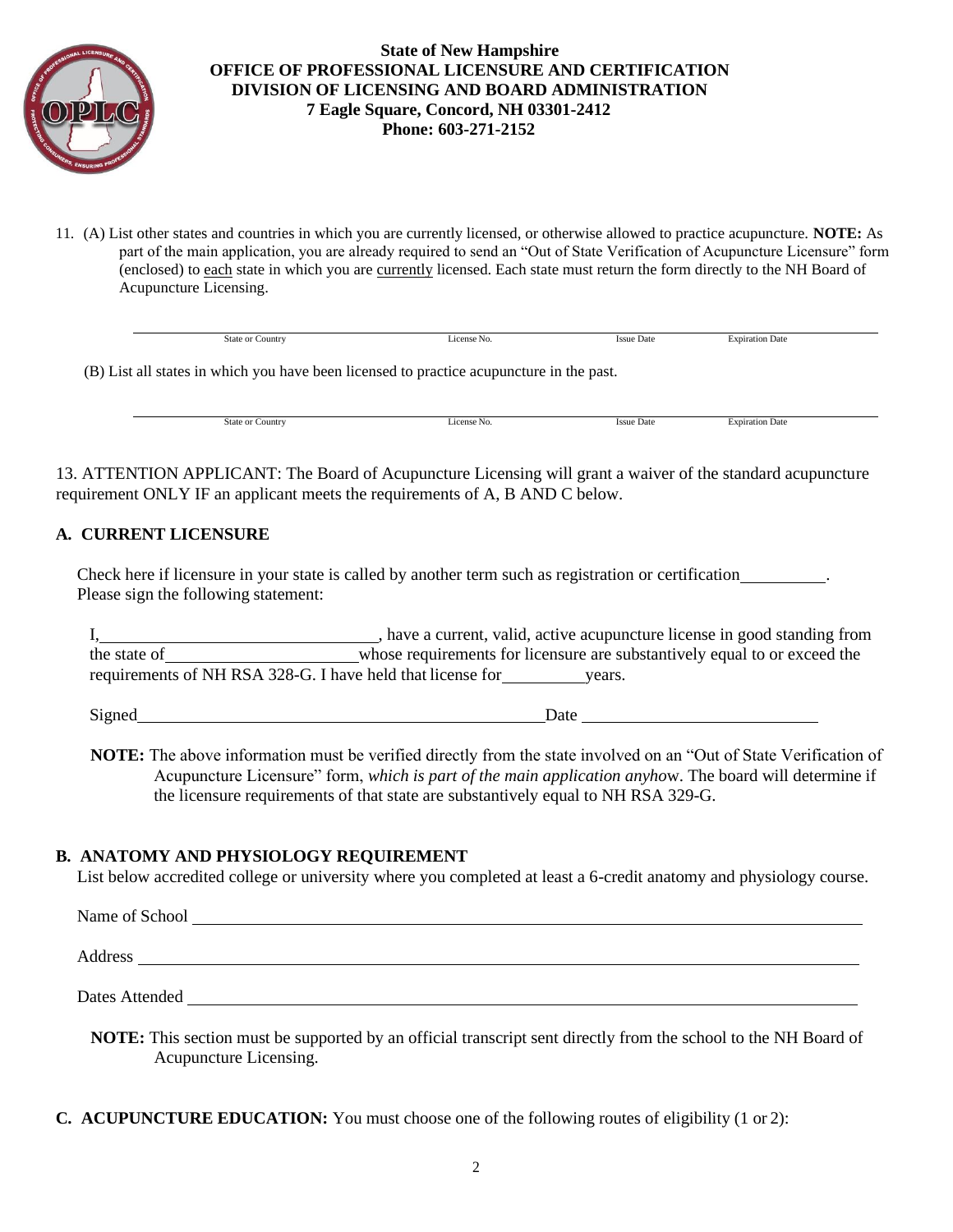**State of New Hampshire**
**OFFICE OF PROFESSIONAL LICENSURE AND CERTIFICATION**
**DIVISION OF LICENSING AND BOARD ADMINISTRATION**
**7 Eagle Square, Concord, NH 03301-2412**
**Phone: 603-271-2152**

11. (A) List other states and countries in which you are currently licensed, or otherwise allowed to practice acupuncture. **NOTE:** As part of the main application, you are already required to send an "Out of State Verification of Acupuncture Licensure" form (enclosed) to each state in which you are currently licensed. Each state must return the form directly to the NH Board of Acupuncture Licensing.

| State or Country | License No. | Issue Date | Expiration Date |
|---|---|---|---|
| | | | |

(B) List all states in which you have been licensed to practice acupuncture in the past.

| State or Country | License No. | Issue Date | Expiration Date |
|---|---|---|---|
| | | | |

13. ATTENTION APPLICANT: The Board of Acupuncture Licensing will grant a waiver of the standard acupuncture requirement ONLY IF an applicant meets the requirements of A, B AND C below.

### A. CURRENT LICENSURE

Check here if licensure in your state is called by another term such as registration or certification__________.
Please sign the following statement:

I,________________________________, have a current, valid, active acupuncture license in good standing from the state of______________________whose requirements for licensure are substantively equal to or exceed the requirements of NH RSA 328-G. I have held that license for__________years.

Signed_________________________________________________Date ____________________________

**NOTE:** The above information must be verified directly from the state involved on an "Out of State Verification of Acupuncture Licensure" form, *which is part of the main application anyhow*. The board will determine if the licensure requirements of that state are substantively equal to NH RSA 329-G.

### B. ANATOMY AND PHYSIOLOGY REQUIREMENT

List below accredited college or university where you completed at least a 6-credit anatomy and physiology course.

Name of School ____________________________________________________________________________

Address __________________________________________________________________________________

Dates Attended ____________________________________________________________________________

**NOTE:** This section must be supported by an official transcript sent directly from the school to the NH Board of Acupuncture Licensing.

**C. ACUPUNCTURE EDUCATION:** You must choose one of the following routes of eligibility (1 or 2):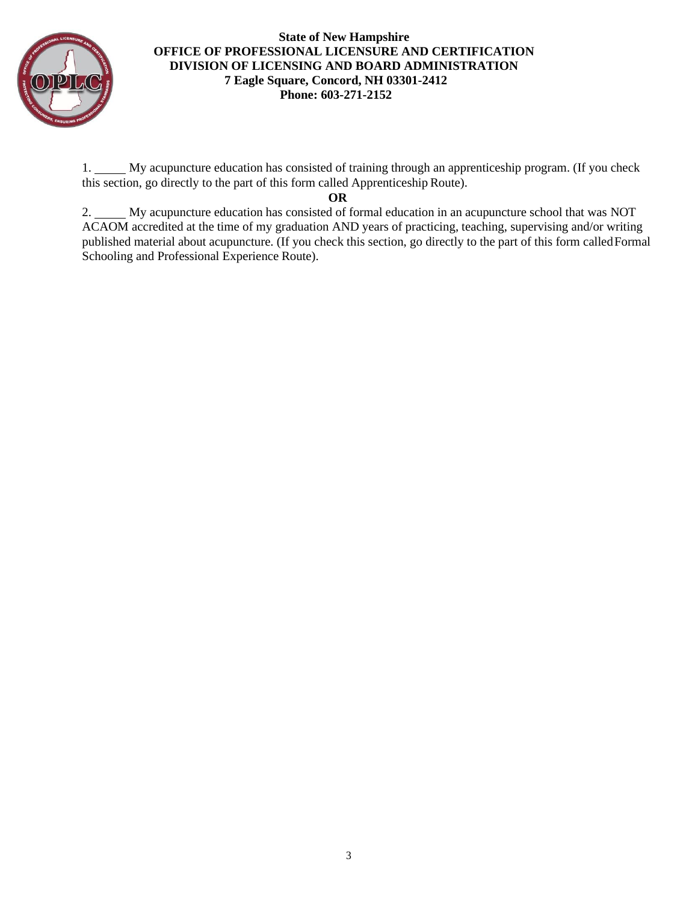**State of New Hampshire**
**OFFICE OF PROFESSIONAL LICENSURE AND CERTIFICATION**
**DIVISION OF LICENSING AND BOARD ADMINISTRATION**
**7 Eagle Square, Concord, NH 03301-2412**
**Phone: 603-271-2152**

1. _____ My acupuncture education has consisted of training through an apprenticeship program. (If you check this section, go directly to the part of this form called Apprenticeship Route).

**OR**

2. _____ My acupuncture education has consisted of formal education in an acupuncture school that was NOT ACAOM accredited at the time of my graduation AND years of practicing, teaching, supervising and/or writing published material about acupuncture. (If you check this section, go directly to the part of this form called Formal Schooling and Professional Experience Route).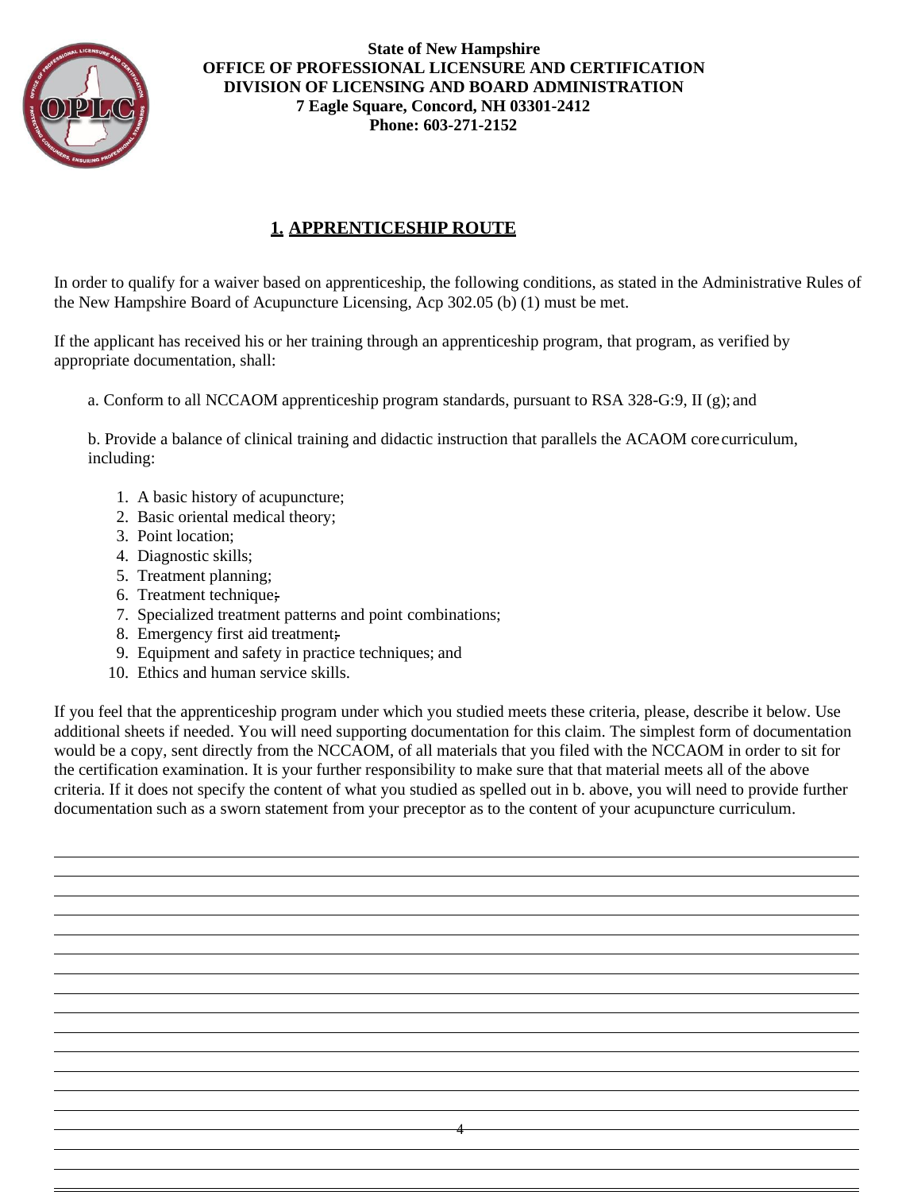**State of New Hampshire**
**OFFICE OF PROFESSIONAL LICENSURE AND CERTIFICATION**
**DIVISION OF LICENSING AND BOARD ADMINISTRATION**
**7 Eagle Square, Concord, NH 03301-2412**
**Phone: 603-271-2152**

## 1. APPRENTICESHIP ROUTE

In order to qualify for a waiver based on apprenticeship, the following conditions, as stated in the Administrative Rules of the New Hampshire Board of Acupuncture Licensing, Acp 302.05 (b) (1) must be met.

If the applicant has received his or her training through an apprenticeship program, that program, as verified by appropriate documentation, shall:

a. Conform to all NCCAOM apprenticeship program standards, pursuant to RSA 328-G:9, II (g); and

b. Provide a balance of clinical training and didactic instruction that parallels the ACAOM core curriculum, including:

1. A basic history of acupuncture;
2. Basic oriental medical theory;
3. Point location;
4. Diagnostic skills;
5. Treatment planning;
6. Treatment technique;
7. Specialized treatment patterns and point combinations;
8. Emergency first aid treatment;
9. Equipment and safety in practice techniques; and
10. Ethics and human service skills.

If you feel that the apprenticeship program under which you studied meets these criteria, please, describe it below. Use additional sheets if needed. You will need supporting documentation for this claim. The simplest form of documentation would be a copy, sent directly from the NCCAOM, of all materials that you filed with the NCCAOM in order to sit for the certification examination. It is your further responsibility to make sure that that material meets all of the above criteria. If it does not specify the content of what you studied as spelled out in b. above, you will need to provide further documentation such as a sworn statement from your preceptor as to the content of your acupuncture curriculum.

___________________________________________________________________________
___________________________________________________________________________
___________________________________________________________________________
___________________________________________________________________________
___________________________________________________________________________
___________________________________________________________________________
___________________________________________________________________________
___________________________________________________________________________
___________________________________________________________________________
___________________________________________________________________________
___________________________________________________________________________
___________________________________________________________________________
___________________________________________________________________________
___________________________________________________________________________
___________________________________________________________________________
___________________________________________________________________________
___________________________________________________________________________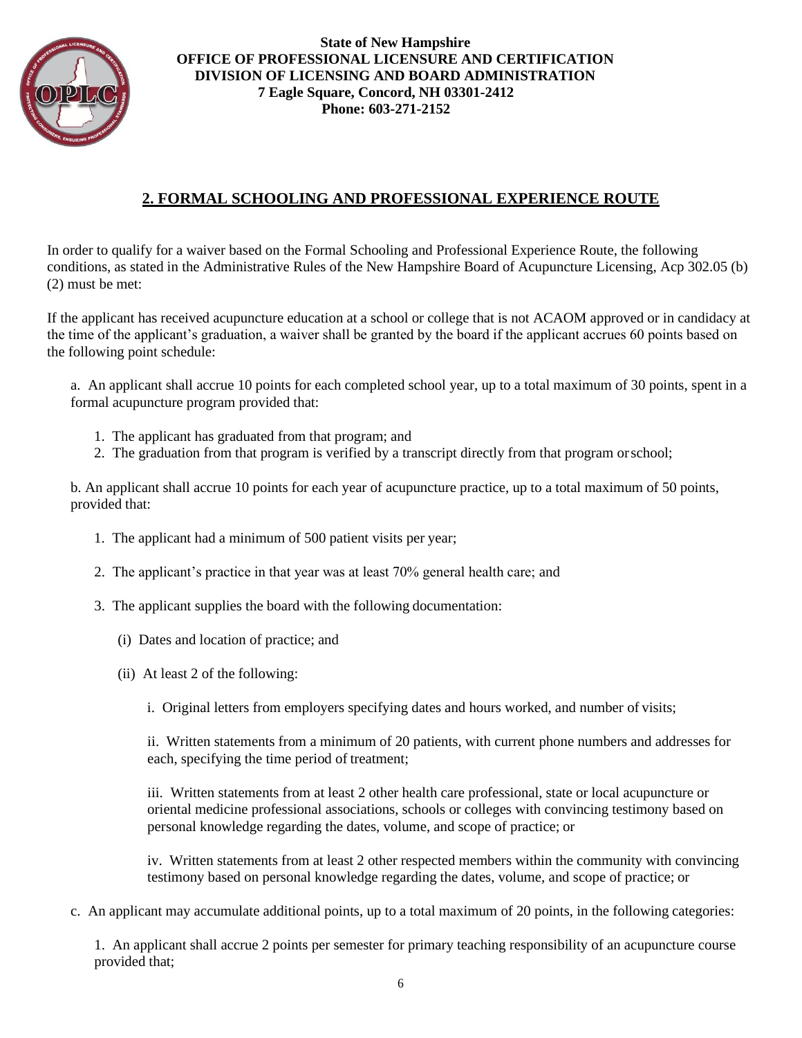State of New Hampshire
**OFFICE OF PROFESSIONAL LICENSURE AND CERTIFICATION**
**DIVISION OF LICENSING AND BOARD ADMINISTRATION**
**7 Eagle Square, Concord, NH 03301-2412**
**Phone: 603-271-2152**

## 2. FORMAL SCHOOLING AND PROFESSIONAL EXPERIENCE ROUTE

In order to qualify for a waiver based on the Formal Schooling and Professional Experience Route, the following conditions, as stated in the Administrative Rules of the New Hampshire Board of Acupuncture Licensing, Acp 302.05 (b) (2) must be met:

If the applicant has received acupuncture education at a school or college that is not ACAOM approved or in candidacy at the time of the applicant's graduation, a waiver shall be granted by the board if the applicant accrues 60 points based on the following point schedule:

a. An applicant shall accrue 10 points for each completed school year, up to a total maximum of 30 points, spent in a formal acupuncture program provided that:

1. The applicant has graduated from that program; and
2. The graduation from that program is verified by a transcript directly from that program or school;

b. An applicant shall accrue 10 points for each year of acupuncture practice, up to a total maximum of 50 points, provided that:

1. The applicant had a minimum of 500 patient visits per year;
2. The applicant's practice in that year was at least 70% general health care; and
3. The applicant supplies the board with the following documentation:

   (i) Dates and location of practice; and

   (ii) At least 2 of the following:

   i. Original letters from employers specifying dates and hours worked, and number of visits;

   ii. Written statements from a minimum of 20 patients, with current phone numbers and addresses for each, specifying the time period of treatment;

   iii. Written statements from at least 2 other health care professional, state or local acupuncture or oriental medicine professional associations, schools or colleges with convincing testimony based on personal knowledge regarding the dates, volume, and scope of practice; or

   iv. Written statements from at least 2 other respected members within the community with convincing testimony based on personal knowledge regarding the dates, volume, and scope of practice; or

c. An applicant may accumulate additional points, up to a total maximum of 20 points, in the following categories:

1. An applicant shall accrue 2 points per semester for primary teaching responsibility of an acupuncture course provided that;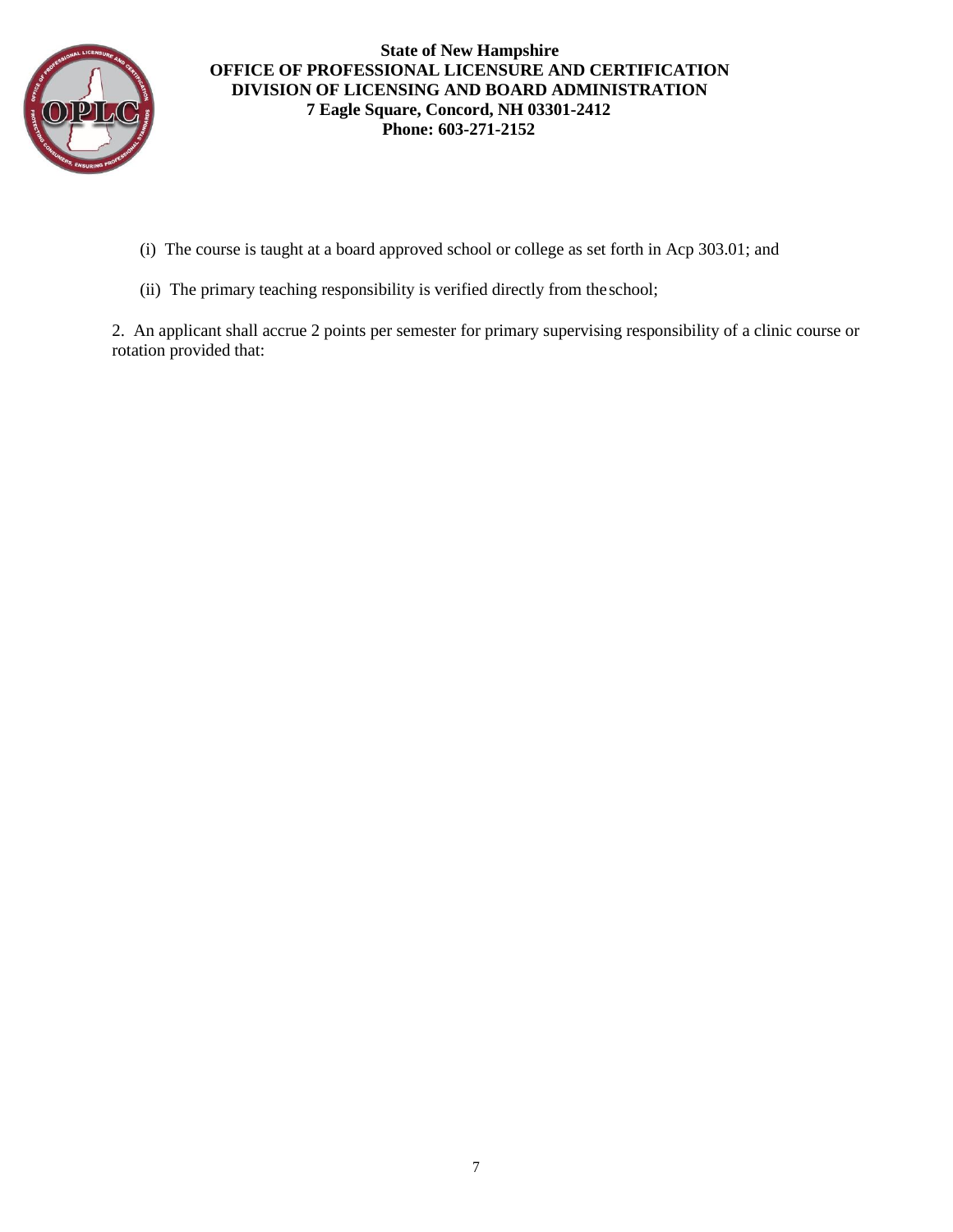(i) The course is taught at a board approved school or college as set forth in Acp 303.01; and

(ii) The primary teaching responsibility is verified directly from the school;

2. An applicant shall accrue 2 points per semester for primary supervising responsibility of a clinic course or rotation provided that: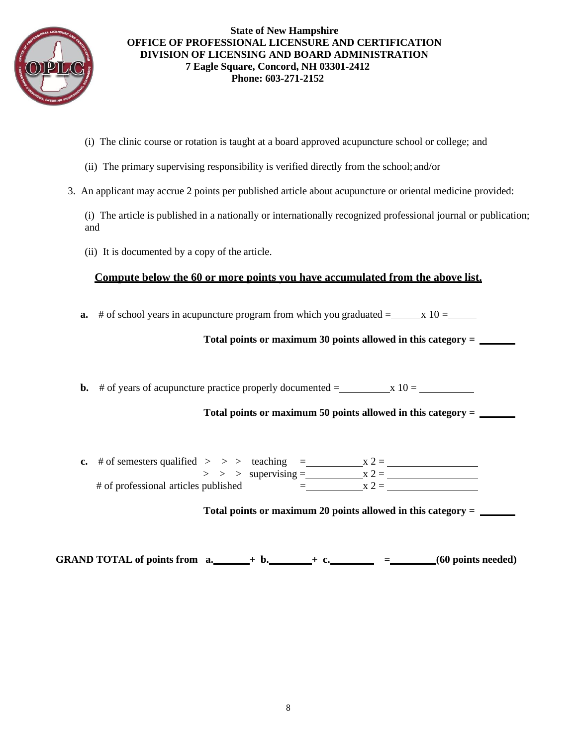**State of New Hampshire**
**OFFICE OF PROFESSIONAL LICENSURE AND CERTIFICATION**
**DIVISION OF LICENSING AND BOARD ADMINISTRATION**
**7 Eagle Square, Concord, NH 03301-2412**
**Phone: 603-271-2152**

(i) The clinic course or rotation is taught at a board approved acupuncture school or college; and

(ii) The primary supervising responsibility is verified directly from the school; and/or

3. An applicant may accrue 2 points per published article about acupuncture or oriental medicine provided:

   (i) The article is published in a nationally or internationally recognized professional journal or publication; and

   (ii) It is documented by a copy of the article.

**Compute below the 60 or more points you have accumulated from the above list.**

**a.** # of school years in acupuncture program from which you graduated = ______ x 10 = ______

**Total points or maximum 30 points allowed in this category = ______**

**b.** # of years of acupuncture practice properly documented = ______ x 10 = ______

**Total points or maximum 50 points allowed in this category = ______**

**c.** # of semesters qualified > > > teaching = ______ x 2 = ______

> > > supervising = ______ x 2 = ______

# of professional articles published = ______ x 2 = ______

**Total points or maximum 20 points allowed in this category = ______**

**GRAND TOTAL of points from a.______ + b.______ + c.______ = ______ (60 points needed)**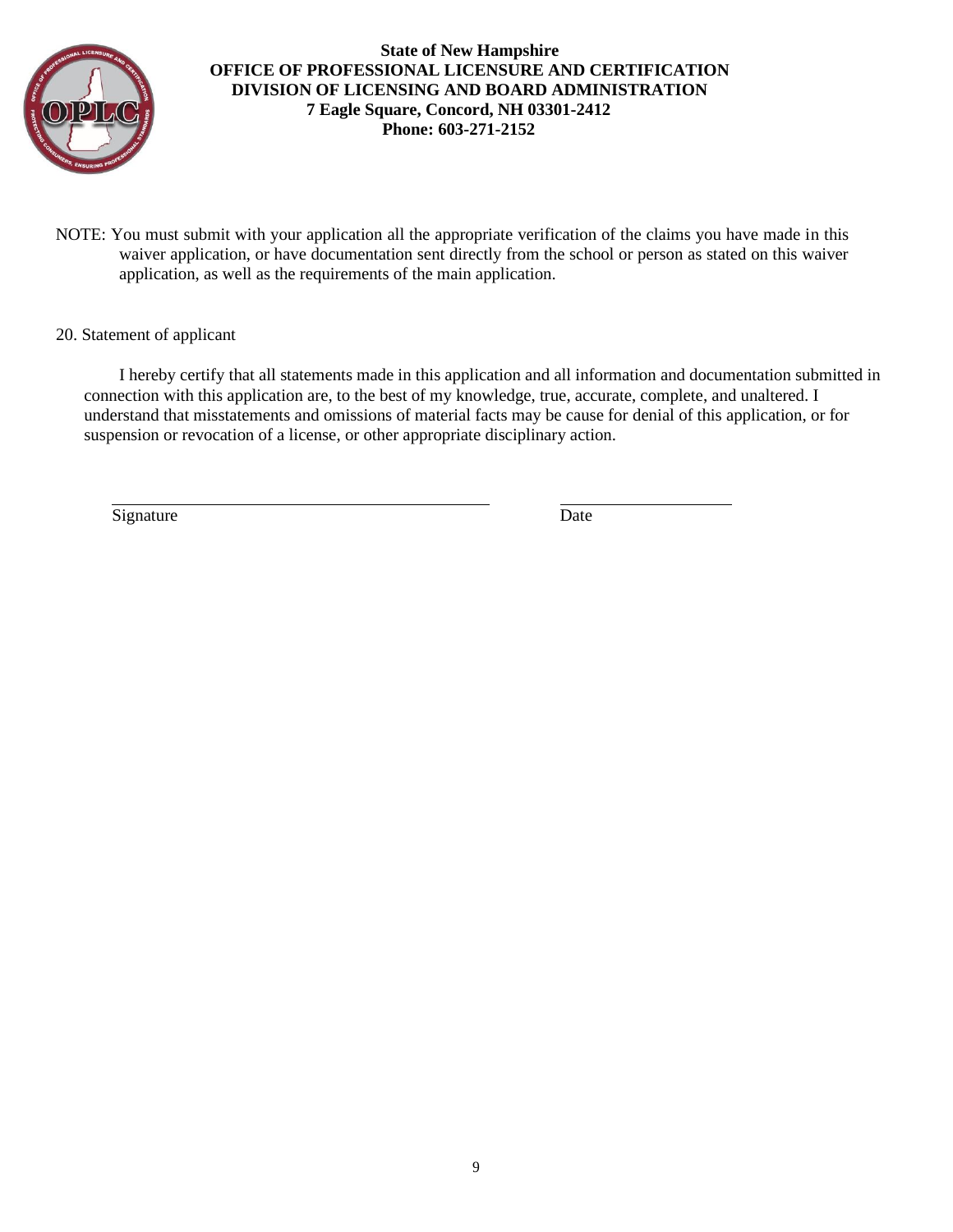**State of New Hampshire**
**OFFICE OF PROFESSIONAL LICENSURE AND CERTIFICATION**
**DIVISION OF LICENSING AND BOARD ADMINISTRATION**
**7 Eagle Square, Concord, NH 03301-2412**
**Phone: 603-271-2152**

NOTE: You must submit with your application all the appropriate verification of the claims you have made in this waiver application, or have documentation sent directly from the school or person as stated on this waiver application, as well as the requirements of the main application.

20. Statement of applicant

I hereby certify that all statements made in this application and all information and documentation submitted in connection with this application are, to the best of my knowledge, true, accurate, complete, and unaltered. I understand that misstatements and omissions of material facts may be cause for denial of this application, or for suspension or revocation of a license, or other appropriate disciplinary action.

\_\_\_\_\_\_\_\_\_\_\_\_\_\_\_\_\_\_\_\_\_\_\_\_\_\_\_\_\_\_\_\_\_\_\_\_\_\_\_\_ \_\_\_\_\_\_\_\_\_\_\_\_\_\_\_\_\_\_\_\_

Signature Date